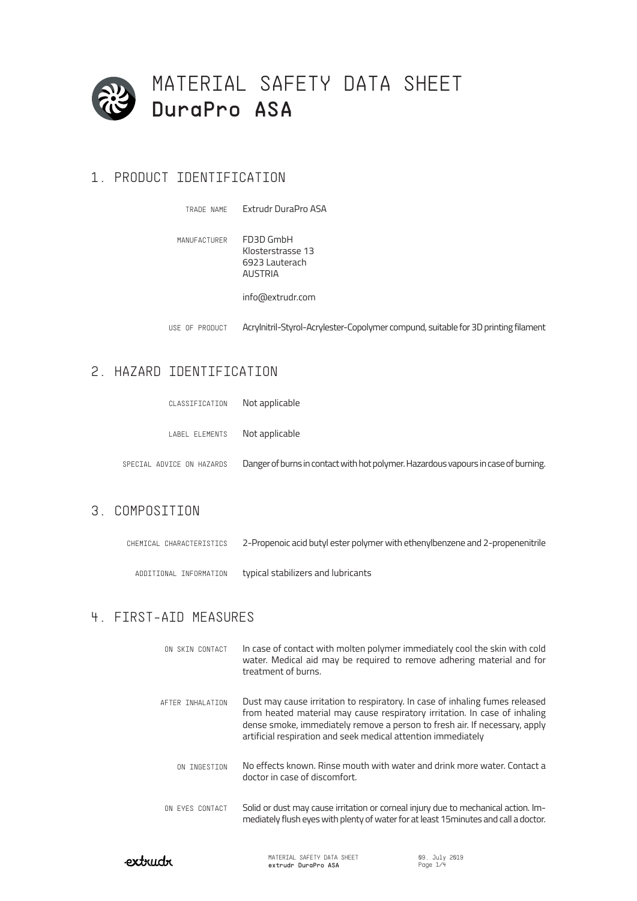# MATERIAL SAFETY DATA SHEET
# DuraPro ASA

## 1. PRODUCT IDENTIFICATION

| | |
|---|---|
| TRADE NAME | Extrudr DuraPro ASA |
| MANUFACTURER | FD3D GmbH<br>Klosterstrasse 13<br>6923 Lauterach<br>AUSTRIA<br><br>info@extrudr.com |
| USE OF PRODUCT | Acrylnitril-Styrol-Acrylester-Copolymer compund, suitable for 3D printing filament |

## 2. HAZARD IDENTIFICATION

| | |
|---|---|
| CLASSIFICATION | Not applicable |
| LABEL ELEMENTS | Not applicable |
| SPECIAL ADVICE ON HAZARDS | Danger of burns in contact with hot polymer. Hazardous vapours in case of burning. |

## 3. COMPOSITION

| | |
|---|---|
| CHEMICAL CHARACTERISTICS | 2-Propenoic acid butyl ester polymer with ethenylbenzene and 2-propenenitrile |
| ADDITIONAL INFORMATION | typical stabilizers and lubricants |

## 4. FIRST-AID MEASURES

| | |
|---|---|
| ON SKIN CONTACT | In case of contact with molten polymer immediately cool the skin with cold water. Medical aid may be required to remove adhering material and for treatment of burns. |
| AFTER INHALATION | Dust may cause irritation to respiratory. In case of inhaling fumes released from heated material may cause respiratory irritation. In case of inhaling dense smoke, immediately remove a person to fresh air. If necessary, apply artificial respiration and seek medical attention immediately |
| ON INGESTION | No effects known. Rinse mouth with water and drink more water. Contact a doctor in case of discomfort. |
| ON EYES CONTACT | Solid or dust may cause irritation or corneal injury due to mechanical action. Immediately flush eyes with plenty of water for at least 15minutes and call a doctor. |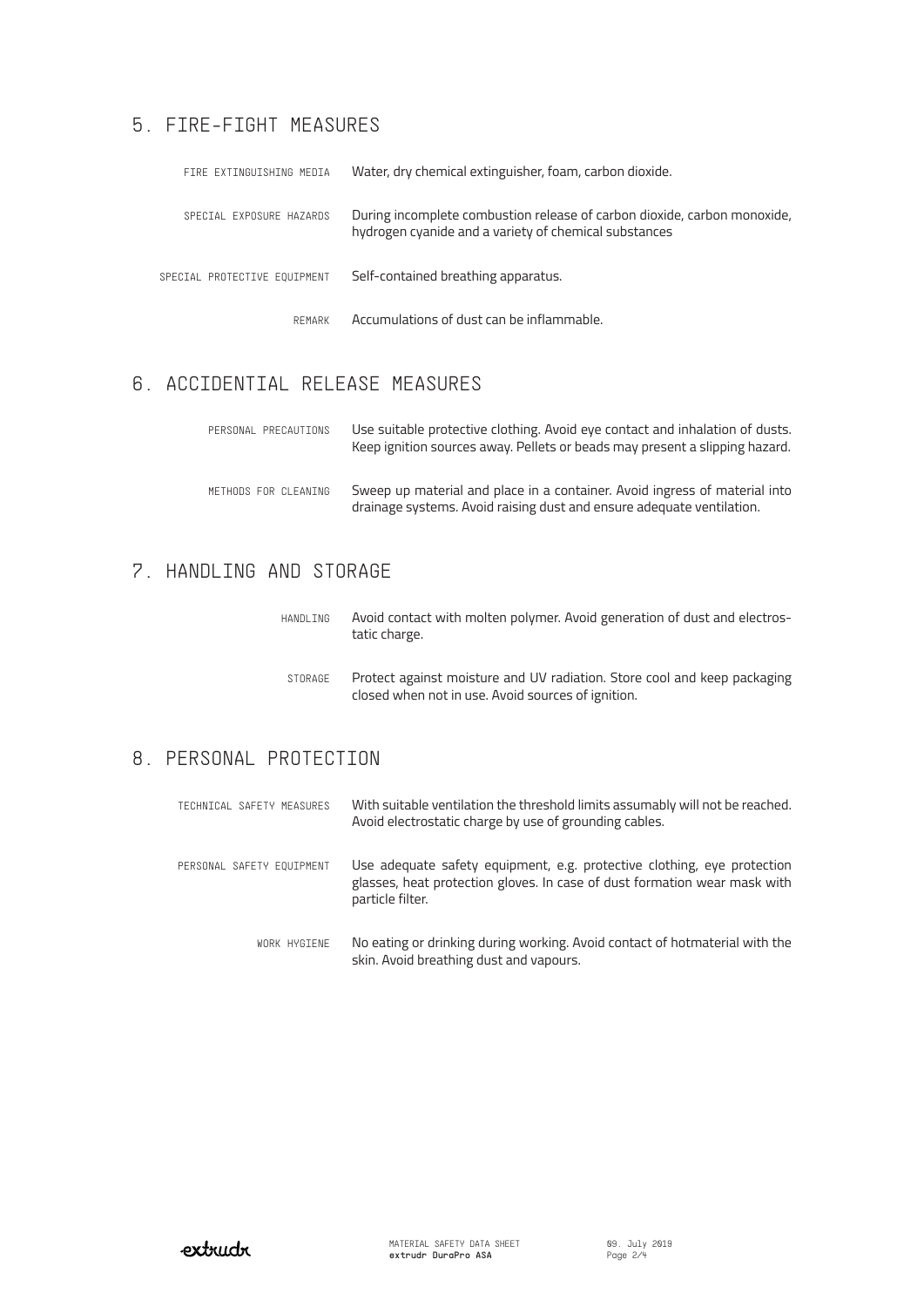## 5. FIRE-FIGHT MEASURES

| | |
|---|---|
| FIRE EXTINGUISHING MEDIA | Water, dry chemical extinguisher, foam, carbon dioxide. |
| SPECIAL EXPOSURE HAZARDS | During incomplete combustion release of carbon dioxide, carbon monoxide, hydrogen cyanide and a variety of chemical substances |
| SPECIAL PROTECTIVE EQUIPMENT | Self-contained breathing apparatus. |
| REMARK | Accumulations of dust can be inflammable. |

## 6. ACCIDENTIAL RELEASE MEASURES

| | |
|---|---|
| PERSONAL PRECAUTIONS | Use suitable protective clothing. Avoid eye contact and inhalation of dusts. Keep ignition sources away. Pellets or beads may present a slipping hazard. |
| METHODS FOR CLEANING | Sweep up material and place in a container. Avoid ingress of material into drainage systems. Avoid raising dust and ensure adequate ventilation. |

## 7. HANDLING AND STORAGE

| | |
|---|---|
| HANDLING | Avoid contact with molten polymer. Avoid generation of dust and electrostatic charge. |
| STORAGE | Protect against moisture and UV radiation. Store cool and keep packaging closed when not in use. Avoid sources of ignition. |

## 8. PERSONAL PROTECTION

| | |
|---|---|
| TECHNICAL SAFETY MEASURES | With suitable ventilation the threshold limits assumably will not be reached. Avoid electrostatic charge by use of grounding cables. |
| PERSONAL SAFETY EQUIPMENT | Use adequate safety equipment, e.g. protective clothing, eye protection glasses, heat protection gloves. In case of dust formation wear mask with particle filter. |
| WORK HYGIENE | No eating or drinking during working. Avoid contact of hotmaterial with the skin. Avoid breathing dust and vapours. |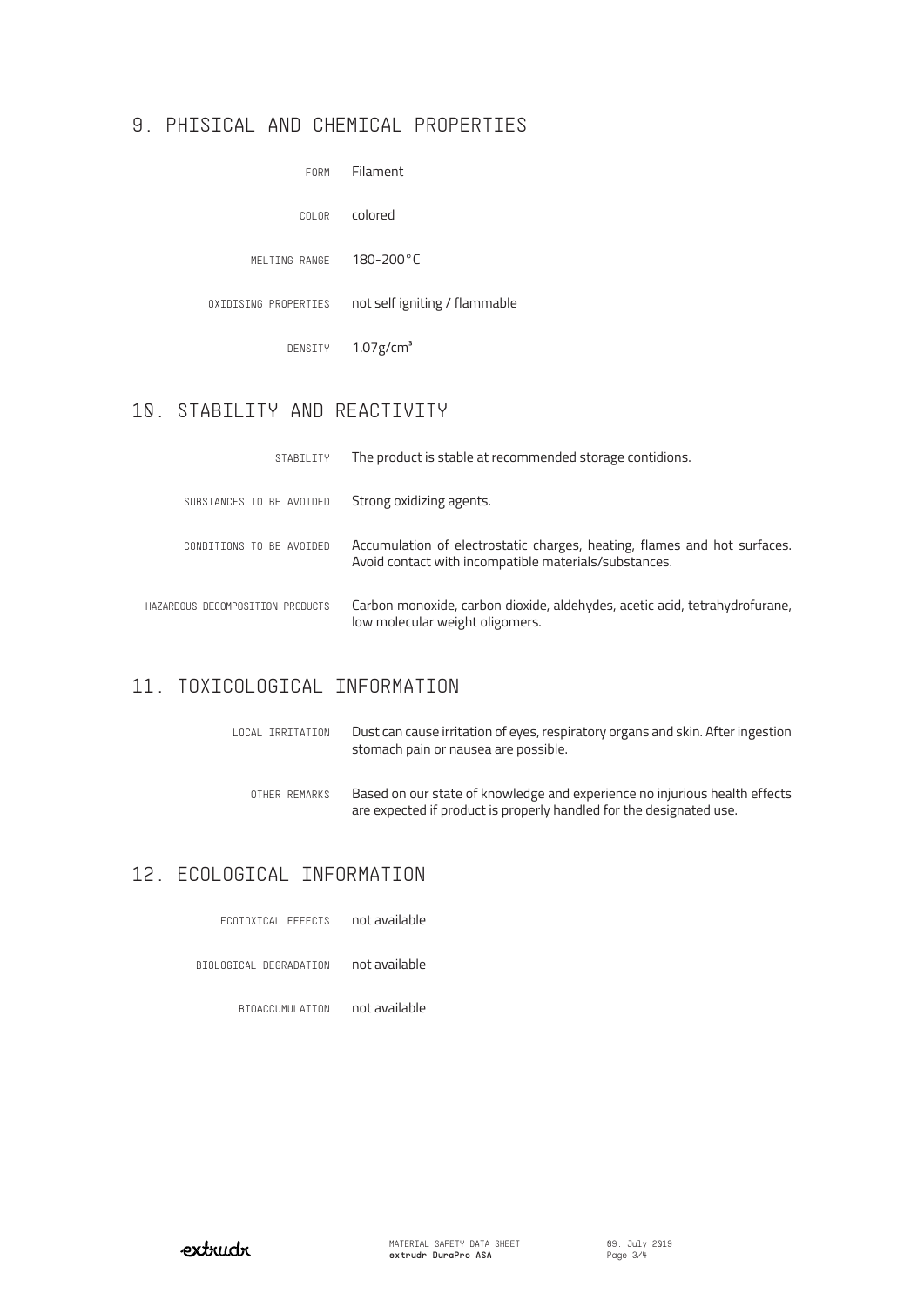## 9. PHISICAL AND CHEMICAL PROPERTIES

| | |
|---|---|
| FORM | Filament |
| COLOR | colored |
| MELTING RANGE | 180-200°C |
| OXIDISING PROPERTIES | not self igniting / flammable |
| DENSITY | 1.07g/cm³ |

## 10. STABILITY AND REACTIVITY

| | |
|---|---|
| STABILITY | The product is stable at recommended storage contidions. |
| SUBSTANCES TO BE AVOIDED | Strong oxidizing agents. |
| CONDITIONS TO BE AVOIDED | Accumulation of electrostatic charges, heating, flames and hot surfaces. Avoid contact with incompatible materials/substances. |
| HAZARDOUS DECOMPOSITION PRODUCTS | Carbon monoxide, carbon dioxide, aldehydes, acetic acid, tetrahydrofurane, low molecular weight oligomers. |

## 11. TOXICOLOGICAL INFORMATION

| | |
|---|---|
| LOCAL IRRITATION | Dust can cause irritation of eyes, respiratory organs and skin. After ingestion stomach pain or nausea are possible. |
| OTHER REMARKS | Based on our state of knowledge and experience no injurious health effects are expected if product is properly handled for the designated use. |

## 12. ECOLOGICAL INFORMATION

| | |
|---|---|
| ECOTOXICAL EFFECTS | not available |
| BIOLOGICAL DEGRADATION | not available |
| BIOACCUMULATION | not available |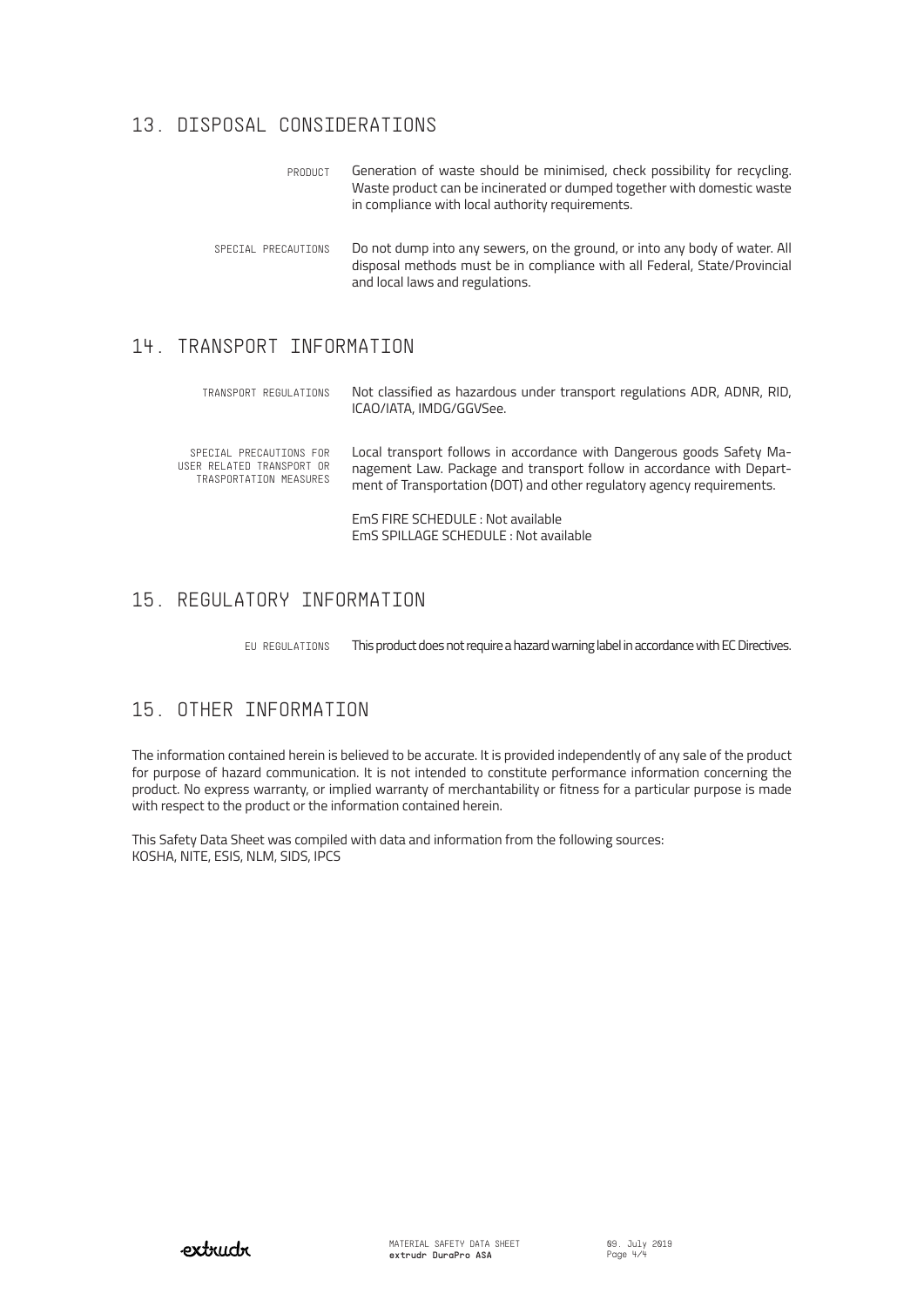## 13. DISPOSAL CONSIDERATIONS

PRODUCT
Generation of waste should be minimised, check possibility for recycling. Waste product can be incinerated or dumped together with domestic waste in compliance with local authority requirements.

SPECIAL PRECAUTIONS
Do not dump into any sewers, on the ground, or into any body of water. All disposal methods must be in compliance with all Federal, State/Provincial and local laws and regulations.

## 14. TRANSPORT INFORMATION

TRANSPORT REGULATIONS
Not classified as hazardous under transport regulations ADR, ADNR, RID, ICAO/IATA, IMDG/GGVSee.

SPECIAL PRECAUTIONS FOR USER RELATED TRANSPORT OR TRASPORTATION MEASURES
Local transport follows in accordance with Dangerous goods Safety Management Law. Package and transport follow in accordance with Department of Transportation (DOT) and other regulatory agency requirements.

EmS FIRE SCHEDULE : Not available
EmS SPILLAGE SCHEDULE : Not available

## 15. REGULATORY INFORMATION

EU REGULATIONS
This product does not require a hazard warning label in accordance with EC Directives.

## 15. OTHER INFORMATION

The information contained herein is believed to be accurate. It is provided independently of any sale of the product for purpose of hazard communication. It is not intended to constitute performance information concerning the product. No express warranty, or implied warranty of merchantability or fitness for a particular purpose is made with respect to the product or the information contained herein.

This Safety Data Sheet was compiled with data and information from the following sources:
KOSHA, NITE, ESIS, NLM, SIDS, IPCS